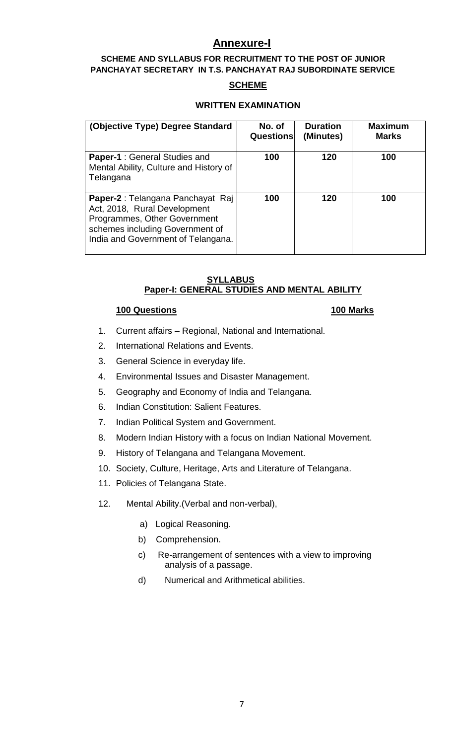# Annexure-I

**SCHEME AND SYLLABUS FOR RECRUITMENT TO THE POST OF JUNIOR PANCHAYAT SECRETARY IN T.S. PANCHAYAT RAJ SUBORDINATE SERVICE**

## SCHEME

### WRITTEN EXAMINATION

| (Objective Type) Degree Standard | No. of Questions | Duration (Minutes) | Maximum Marks |
|---|---|---|---|
| **Paper-1** : General Studies and Mental Ability, Culture and History of Telangana | 100 | 120 | 100 |
| **Paper-2** : Telangana Panchayat Raj Act, 2018, Rural Development Programmes, Other Government schemes including Government of India and Government of Telangana. | 100 | 120 | 100 |

## SYLLABUS

### Paper-I: GENERAL STUDIES AND MENTAL ABILITY

**100 Questions** **100 Marks**

1. Current affairs – Regional, National and International.
2. International Relations and Events.
3. General Science in everyday life.
4. Environmental Issues and Disaster Management.
5. Geography and Economy of India and Telangana.
6. Indian Constitution: Salient Features.
7. Indian Political System and Government.
8. Modern Indian History with a focus on Indian National Movement.
9. History of Telangana and Telangana Movement.
10. Society, Culture, Heritage, Arts and Literature of Telangana.
11. Policies of Telangana State.
12. Mental Ability.(Verbal and non-verbal),
    a) Logical Reasoning.
    b) Comprehension.
    c) Re-arrangement of sentences with a view to improving analysis of a passage.
    d) Numerical and Arithmetical abilities.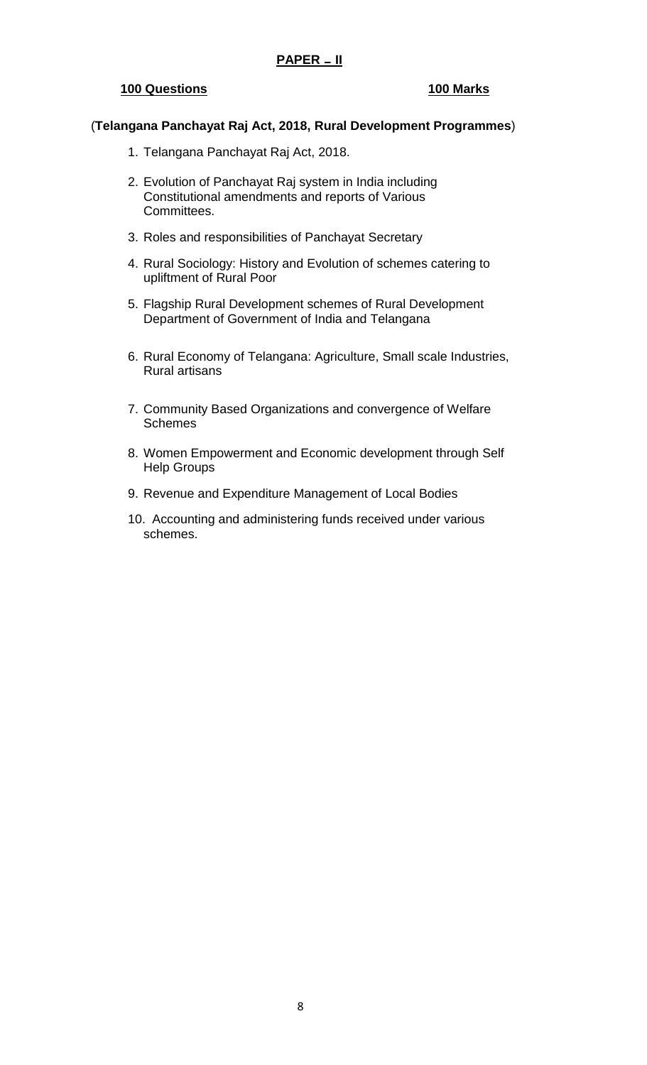## PAPER – II

**100 Questions** **100 Marks**

(**Telangana Panchayat Raj Act, 2018, Rural Development Programmes**)

1. Telangana Panchayat Raj Act, 2018.
2. Evolution of Panchayat Raj system in India including Constitutional amendments and reports of Various Committees.
3. Roles and responsibilities of Panchayat Secretary
4. Rural Sociology: History and Evolution of schemes catering to upliftment of Rural Poor
5. Flagship Rural Development schemes of Rural Development Department of Government of India and Telangana
6. Rural Economy of Telangana: Agriculture, Small scale Industries, Rural artisans
7. Community Based Organizations and convergence of Welfare Schemes
8. Women Empowerment and Economic development through Self Help Groups
9. Revenue and Expenditure Management of Local Bodies
10. Accounting and administering funds received under various schemes.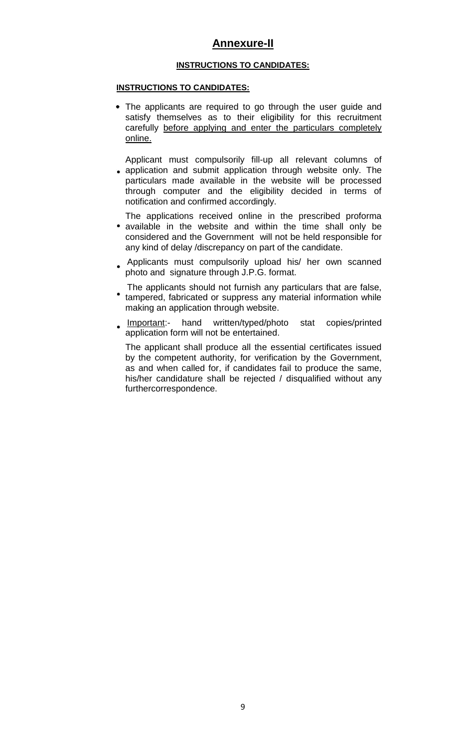# Annexure-II

**INSTRUCTIONS TO CANDIDATES:**

**INSTRUCTIONS TO CANDIDATES:**

- The applicants are required to go through the user guide and satisfy themselves as to their eligibility for this recruitment carefully before applying and enter the particulars completely online.
- Applicant must compulsorily fill-up all relevant columns of application and submit application through website only. The particulars made available in the website will be processed through computer and the eligibility decided in terms of notification and confirmed accordingly.
- The applications received online in the prescribed proforma available in the website and within the time shall only be considered and the Government will not be held responsible for any kind of delay /discrepancy on part of the candidate.
- Applicants must compulsorily upload his/ her own scanned photo and signature through J.P.G. format.
- The applicants should not furnish any particulars that are false, tampered, fabricated or suppress any material information while making an application through website.
- Important:- hand written/typed/photo stat copies/printed application form will not be entertained.

The applicant shall produce all the essential certificates issued by the competent authority, for verification by the Government, as and when called for, if candidates fail to produce the same, his/her candidature shall be rejected / disqualified without any furthercorrespondence.